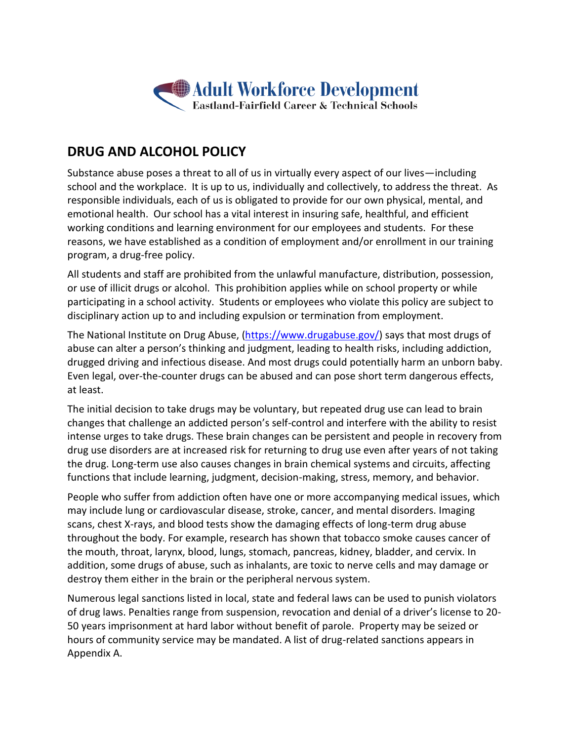Adult Workforce Development
Eastland-Fairfield Career & Technical Schools

## DRUG AND ALCOHOL POLICY

Substance abuse poses a threat to all of us in virtually every aspect of our lives—including school and the workplace. It is up to us, individually and collectively, to address the threat. As responsible individuals, each of us is obligated to provide for our own physical, mental, and emotional health. Our school has a vital interest in insuring safe, healthful, and efficient working conditions and learning environment for our employees and students. For these reasons, we have established as a condition of employment and/or enrollment in our training program, a drug-free policy.

All students and staff are prohibited from the unlawful manufacture, distribution, possession, or use of illicit drugs or alcohol. This prohibition applies while on school property or while participating in a school activity. Students or employees who violate this policy are subject to disciplinary action up to and including expulsion or termination from employment.

The National Institute on Drug Abuse, (https://www.drugabuse.gov/) says that most drugs of abuse can alter a person's thinking and judgment, leading to health risks, including addiction, drugged driving and infectious disease. And most drugs could potentially harm an unborn baby. Even legal, over-the-counter drugs can be abused and can pose short term dangerous effects, at least.

The initial decision to take drugs may be voluntary, but repeated drug use can lead to brain changes that challenge an addicted person's self-control and interfere with the ability to resist intense urges to take drugs. These brain changes can be persistent and people in recovery from drug use disorders are at increased risk for returning to drug use even after years of not taking the drug. Long-term use also causes changes in brain chemical systems and circuits, affecting functions that include learning, judgment, decision-making, stress, memory, and behavior.

People who suffer from addiction often have one or more accompanying medical issues, which may include lung or cardiovascular disease, stroke, cancer, and mental disorders. Imaging scans, chest X-rays, and blood tests show the damaging effects of long-term drug abuse throughout the body. For example, research has shown that tobacco smoke causes cancer of the mouth, throat, larynx, blood, lungs, stomach, pancreas, kidney, bladder, and cervix. In addition, some drugs of abuse, such as inhalants, are toxic to nerve cells and may damage or destroy them either in the brain or the peripheral nervous system.

Numerous legal sanctions listed in local, state and federal laws can be used to punish violators of drug laws. Penalties range from suspension, revocation and denial of a driver's license to 20-50 years imprisonment at hard labor without benefit of parole. Property may be seized or hours of community service may be mandated. A list of drug-related sanctions appears in Appendix A.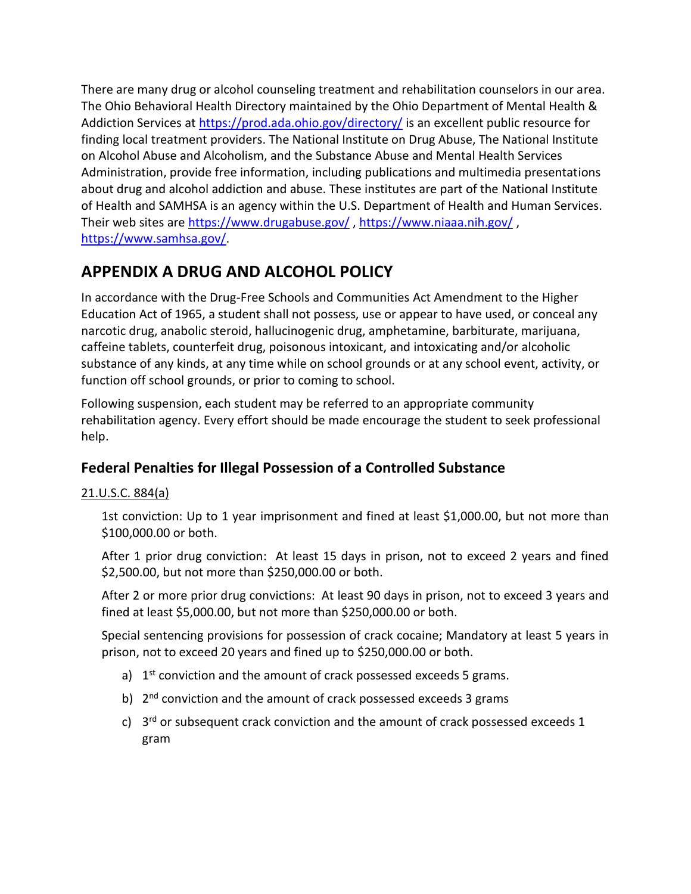There are many drug or alcohol counseling treatment and rehabilitation counselors in our area. The Ohio Behavioral Health Directory maintained by the Ohio Department of Mental Health & Addiction Services at https://prod.ada.ohio.gov/directory/ is an excellent public resource for finding local treatment providers. The National Institute on Drug Abuse, The National Institute on Alcohol Abuse and Alcoholism, and the Substance Abuse and Mental Health Services Administration, provide free information, including publications and multimedia presentations about drug and alcohol addiction and abuse. These institutes are part of the National Institute of Health and SAMHSA is an agency within the U.S. Department of Health and Human Services. Their web sites are https://www.drugabuse.gov/ , https://www.niaaa.nih.gov/ , https://www.samhsa.gov/.

## APPENDIX A DRUG AND ALCOHOL POLICY

In accordance with the Drug-Free Schools and Communities Act Amendment to the Higher Education Act of 1965, a student shall not possess, use or appear to have used, or conceal any narcotic drug, anabolic steroid, hallucinogenic drug, amphetamine, barbiturate, marijuana, caffeine tablets, counterfeit drug, poisonous intoxicant, and intoxicating and/or alcoholic substance of any kinds, at any time while on school grounds or at any school event, activity, or function off school grounds, or prior to coming to school.

Following suspension, each student may be referred to an appropriate community rehabilitation agency. Every effort should be made encourage the student to seek professional help.

### Federal Penalties for Illegal Possession of a Controlled Substance

21.U.S.C. 884(a)

1st conviction: Up to 1 year imprisonment and fined at least $1,000.00, but not more than $100,000.00 or both.

After 1 prior drug conviction: At least 15 days in prison, not to exceed 2 years and fined $2,500.00, but not more than $250,000.00 or both.

After 2 or more prior drug convictions: At least 90 days in prison, not to exceed 3 years and fined at least $5,000.00, but not more than $250,000.00 or both.

Special sentencing provisions for possession of crack cocaine; Mandatory at least 5 years in prison, not to exceed 20 years and fined up to $250,000.00 or both.

a) 1st conviction and the amount of crack possessed exceeds 5 grams.

b) 2nd conviction and the amount of crack possessed exceeds 3 grams

c) 3rd or subsequent crack conviction and the amount of crack possessed exceeds 1 gram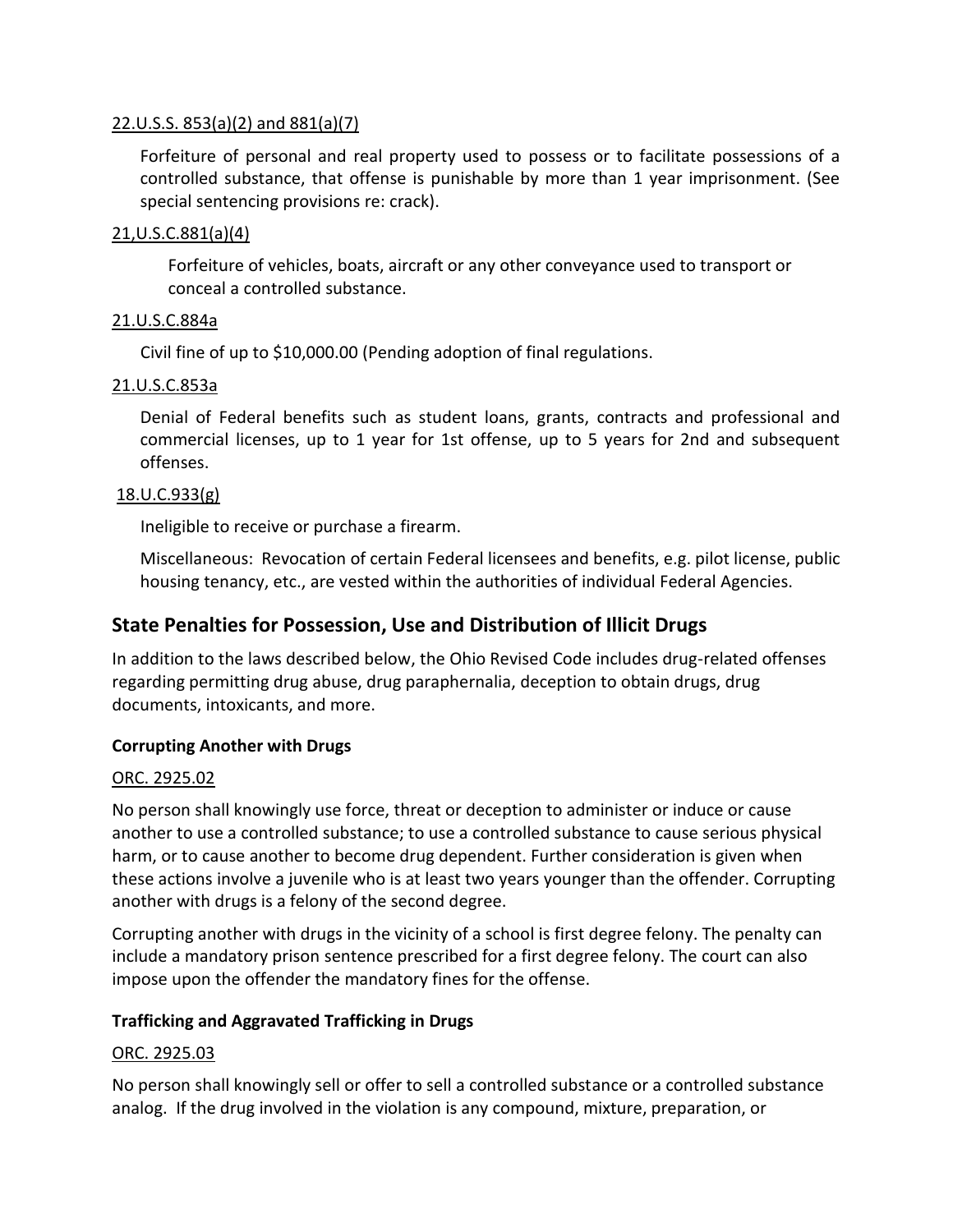22.U.S.S. 853(a)(2) and 881(a)(7)

Forfeiture of personal and real property used to possess or to facilitate possessions of a controlled substance, that offense is punishable by more than 1 year imprisonment. (See special sentencing provisions re: crack).

21,U.S.C.881(a)(4)

Forfeiture of vehicles, boats, aircraft or any other conveyance used to transport or conceal a controlled substance.

21.U.S.C.884a

Civil fine of up to $10,000.00 (Pending adoption of final regulations.

21.U.S.C.853a

Denial of Federal benefits such as student loans, grants, contracts and professional and commercial licenses, up to 1 year for 1st offense, up to 5 years for 2nd and subsequent offenses.

18.U.C.933(g)

Ineligible to receive or purchase a firearm.

Miscellaneous: Revocation of certain Federal licensees and benefits, e.g. pilot license, public housing tenancy, etc., are vested within the authorities of individual Federal Agencies.

## State Penalties for Possession, Use and Distribution of Illicit Drugs

In addition to the laws described below, the Ohio Revised Code includes drug-related offenses regarding permitting drug abuse, drug paraphernalia, deception to obtain drugs, drug documents, intoxicants, and more.

**Corrupting Another with Drugs**

ORC. 2925.02

No person shall knowingly use force, threat or deception to administer or induce or cause another to use a controlled substance; to use a controlled substance to cause serious physical harm, or to cause another to become drug dependent. Further consideration is given when these actions involve a juvenile who is at least two years younger than the offender. Corrupting another with drugs is a felony of the second degree.

Corrupting another with drugs in the vicinity of a school is first degree felony. The penalty can include a mandatory prison sentence prescribed for a first degree felony. The court can also impose upon the offender the mandatory fines for the offense.

**Trafficking and Aggravated Trafficking in Drugs**

ORC. 2925.03

No person shall knowingly sell or offer to sell a controlled substance or a controlled substance analog. If the drug involved in the violation is any compound, mixture, preparation, or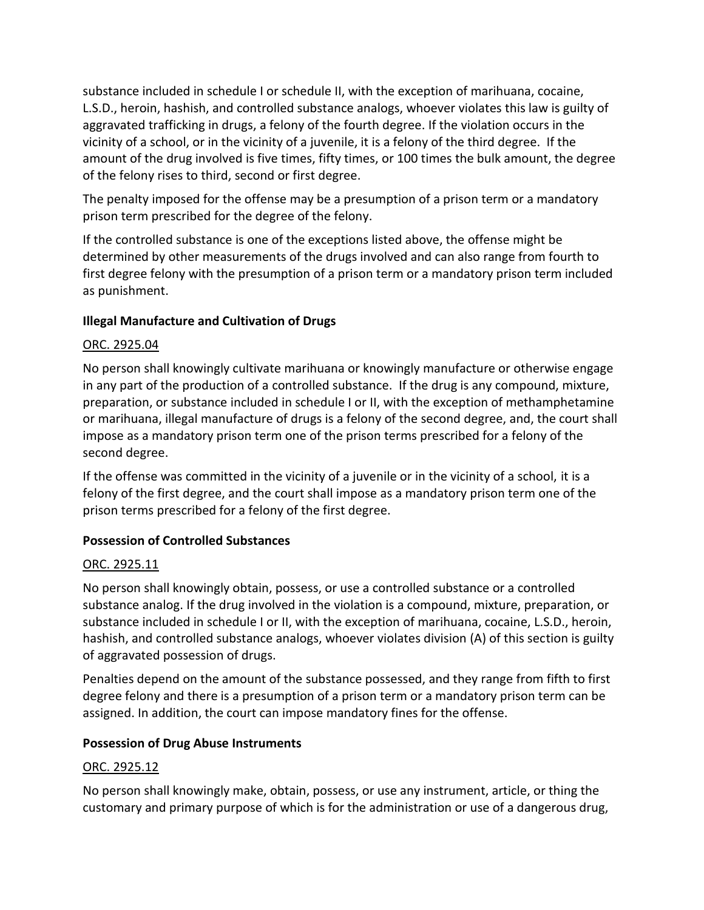substance included in schedule I or schedule II, with the exception of marihuana, cocaine, L.S.D., heroin, hashish, and controlled substance analogs, whoever violates this law is guilty of aggravated trafficking in drugs, a felony of the fourth degree. If the violation occurs in the vicinity of a school, or in the vicinity of a juvenile, it is a felony of the third degree. If the amount of the drug involved is five times, fifty times, or 100 times the bulk amount, the degree of the felony rises to third, second or first degree.

The penalty imposed for the offense may be a presumption of a prison term or a mandatory prison term prescribed for the degree of the felony.

If the controlled substance is one of the exceptions listed above, the offense might be determined by other measurements of the drugs involved and can also range from fourth to first degree felony with the presumption of a prison term or a mandatory prison term included as punishment.

**Illegal Manufacture and Cultivation of Drugs**

ORC. 2925.04

No person shall knowingly cultivate marihuana or knowingly manufacture or otherwise engage in any part of the production of a controlled substance. If the drug is any compound, mixture, preparation, or substance included in schedule I or II, with the exception of methamphetamine or marihuana, illegal manufacture of drugs is a felony of the second degree, and, the court shall impose as a mandatory prison term one of the prison terms prescribed for a felony of the second degree.

If the offense was committed in the vicinity of a juvenile or in the vicinity of a school, it is a felony of the first degree, and the court shall impose as a mandatory prison term one of the prison terms prescribed for a felony of the first degree.

**Possession of Controlled Substances**

ORC. 2925.11

No person shall knowingly obtain, possess, or use a controlled substance or a controlled substance analog. If the drug involved in the violation is a compound, mixture, preparation, or substance included in schedule I or II, with the exception of marihuana, cocaine, L.S.D., heroin, hashish, and controlled substance analogs, whoever violates division (A) of this section is guilty of aggravated possession of drugs.

Penalties depend on the amount of the substance possessed, and they range from fifth to first degree felony and there is a presumption of a prison term or a mandatory prison term can be assigned. In addition, the court can impose mandatory fines for the offense.

**Possession of Drug Abuse Instruments**

ORC. 2925.12

No person shall knowingly make, obtain, possess, or use any instrument, article, or thing the customary and primary purpose of which is for the administration or use of a dangerous drug,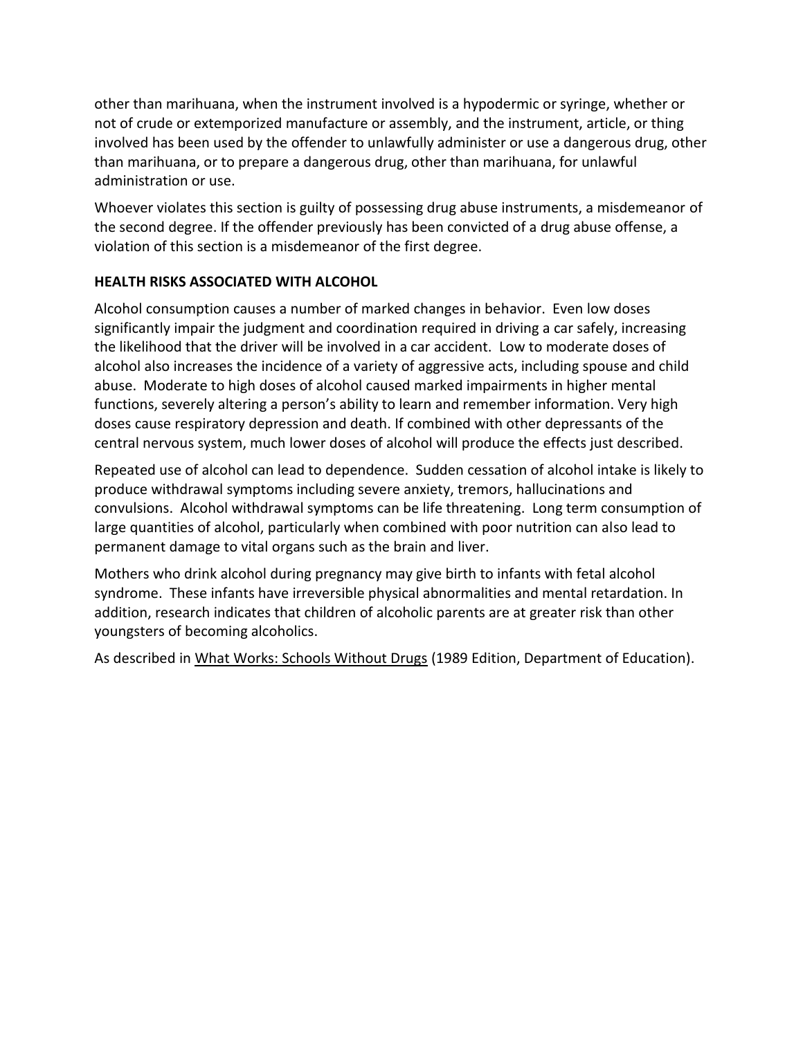other than marihuana, when the instrument involved is a hypodermic or syringe, whether or not of crude or extemporized manufacture or assembly, and the instrument, article, or thing involved has been used by the offender to unlawfully administer or use a dangerous drug, other than marihuana, or to prepare a dangerous drug, other than marihuana, for unlawful administration or use.

Whoever violates this section is guilty of possessing drug abuse instruments, a misdemeanor of the second degree. If the offender previously has been convicted of a drug abuse offense, a violation of this section is a misdemeanor of the first degree.

**HEALTH RISKS ASSOCIATED WITH ALCOHOL**

Alcohol consumption causes a number of marked changes in behavior. Even low doses significantly impair the judgment and coordination required in driving a car safely, increasing the likelihood that the driver will be involved in a car accident. Low to moderate doses of alcohol also increases the incidence of a variety of aggressive acts, including spouse and child abuse. Moderate to high doses of alcohol caused marked impairments in higher mental functions, severely altering a person's ability to learn and remember information. Very high doses cause respiratory depression and death. If combined with other depressants of the central nervous system, much lower doses of alcohol will produce the effects just described.

Repeated use of alcohol can lead to dependence. Sudden cessation of alcohol intake is likely to produce withdrawal symptoms including severe anxiety, tremors, hallucinations and convulsions. Alcohol withdrawal symptoms can be life threatening. Long term consumption of large quantities of alcohol, particularly when combined with poor nutrition can also lead to permanent damage to vital organs such as the brain and liver.

Mothers who drink alcohol during pregnancy may give birth to infants with fetal alcohol syndrome. These infants have irreversible physical abnormalities and mental retardation. In addition, research indicates that children of alcoholic parents are at greater risk than other youngsters of becoming alcoholics.

As described in <u>What Works: Schools Without Drugs</u> (1989 Edition, Department of Education).